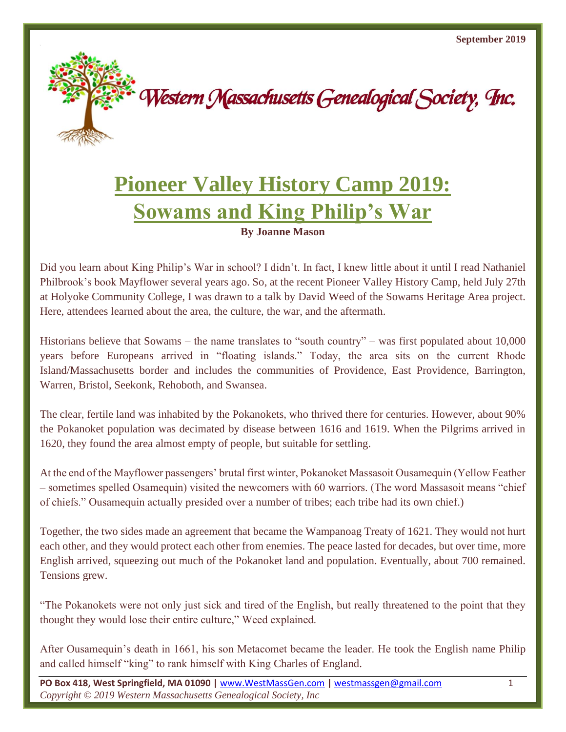September 2019

Western Massachusetts Genealogical Society, Inc.

# Pioneer Valley History Camp 2019: Sowams and King Philip's War

**By Joanne Mason**

Did you learn about King Philip's War in school? I didn't. In fact, I knew little about it until I read Nathaniel Philbrook's book Mayflower several years ago. So, at the recent Pioneer Valley History Camp, held July 27th at Holyoke Community College, I was drawn to a talk by David Weed of the Sowams Heritage Area project. Here, attendees learned about the area, the culture, the war, and the aftermath.

Historians believe that Sowams – the name translates to "south country" – was first populated about 10,000 years before Europeans arrived in "floating islands." Today, the area sits on the current Rhode Island/Massachusetts border and includes the communities of Providence, East Providence, Barrington, Warren, Bristol, Seekonk, Rehoboth, and Swansea.

The clear, fertile land was inhabited by the Pokanokets, who thrived there for centuries. However, about 90% the Pokanoket population was decimated by disease between 1616 and 1619. When the Pilgrims arrived in 1620, they found the area almost empty of people, but suitable for settling.

At the end of the Mayflower passengers' brutal first winter, Pokanoket Massasoit Ousamequin (Yellow Feather – sometimes spelled Osamequin) visited the newcomers with 60 warriors. (The word Massasoit means "chief of chiefs." Ousamequin actually presided over a number of tribes; each tribe had its own chief.)

Together, the two sides made an agreement that became the Wampanoag Treaty of 1621. They would not hurt each other, and they would protect each other from enemies. The peace lasted for decades, but over time, more English arrived, squeezing out much of the Pokanoket land and population. Eventually, about 700 remained. Tensions grew.

"The Pokanokets were not only just sick and tired of the English, but really threatened to the point that they thought they would lose their entire culture," Weed explained.

After Ousamequin's death in 1661, his son Metacomet became the leader. He took the English name Philip and called himself "king" to rank himself with King Charles of England.

PO Box 418, West Springfield, MA 01090 | www.WestMassGen.com | westmassgen@gmail.com

*Copyright © 2019 Western Massachusetts Genealogical Society, Inc*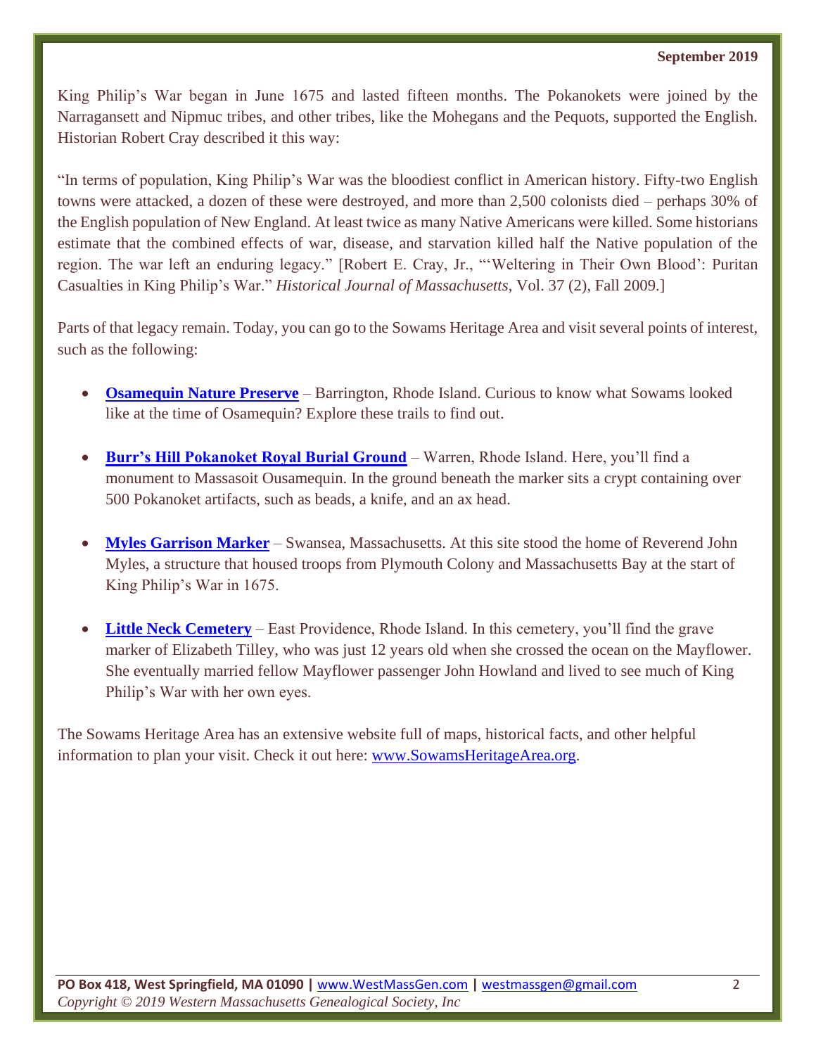King Philip's War began in June 1675 and lasted fifteen months. The Pokanokets were joined by the Narragansett and Nipmuc tribes, and other tribes, like the Mohegans and the Pequots, supported the English. Historian Robert Cray described it this way:

"In terms of population, King Philip's War was the bloodiest conflict in American history. Fifty-two English towns were attacked, a dozen of these were destroyed, and more than 2,500 colonists died – perhaps 30% of the English population of New England. At least twice as many Native Americans were killed. Some historians estimate that the combined effects of war, disease, and starvation killed half the Native population of the region. The war left an enduring legacy." [Robert E. Cray, Jr., "'Weltering in Their Own Blood': Puritan Casualties in King Philip's War." *Historical Journal of Massachusetts*, Vol. 37 (2), Fall 2009.]

Parts of that legacy remain. Today, you can go to the Sowams Heritage Area and visit several points of interest, such as the following:

- **Osamequin Nature Preserve** – Barrington, Rhode Island. Curious to know what Sowams looked like at the time of Osamequin? Explore these trails to find out.
- **Burr's Hill Pokanoket Royal Burial Ground** – Warren, Rhode Island. Here, you'll find a monument to Massasoit Ousamequin. In the ground beneath the marker sits a crypt containing over 500 Pokanoket artifacts, such as beads, a knife, and an ax head.
- **Myles Garrison Marker** – Swansea, Massachusetts. At this site stood the home of Reverend John Myles, a structure that housed troops from Plymouth Colony and Massachusetts Bay at the start of King Philip's War in 1675.
- **Little Neck Cemetery** – East Providence, Rhode Island. In this cemetery, you'll find the grave marker of Elizabeth Tilley, who was just 12 years old when she crossed the ocean on the Mayflower. She eventually married fellow Mayflower passenger John Howland and lived to see much of King Philip's War with her own eyes.

The Sowams Heritage Area has an extensive website full of maps, historical facts, and other helpful information to plan your visit. Check it out here: www.SowamsHeritageArea.org.